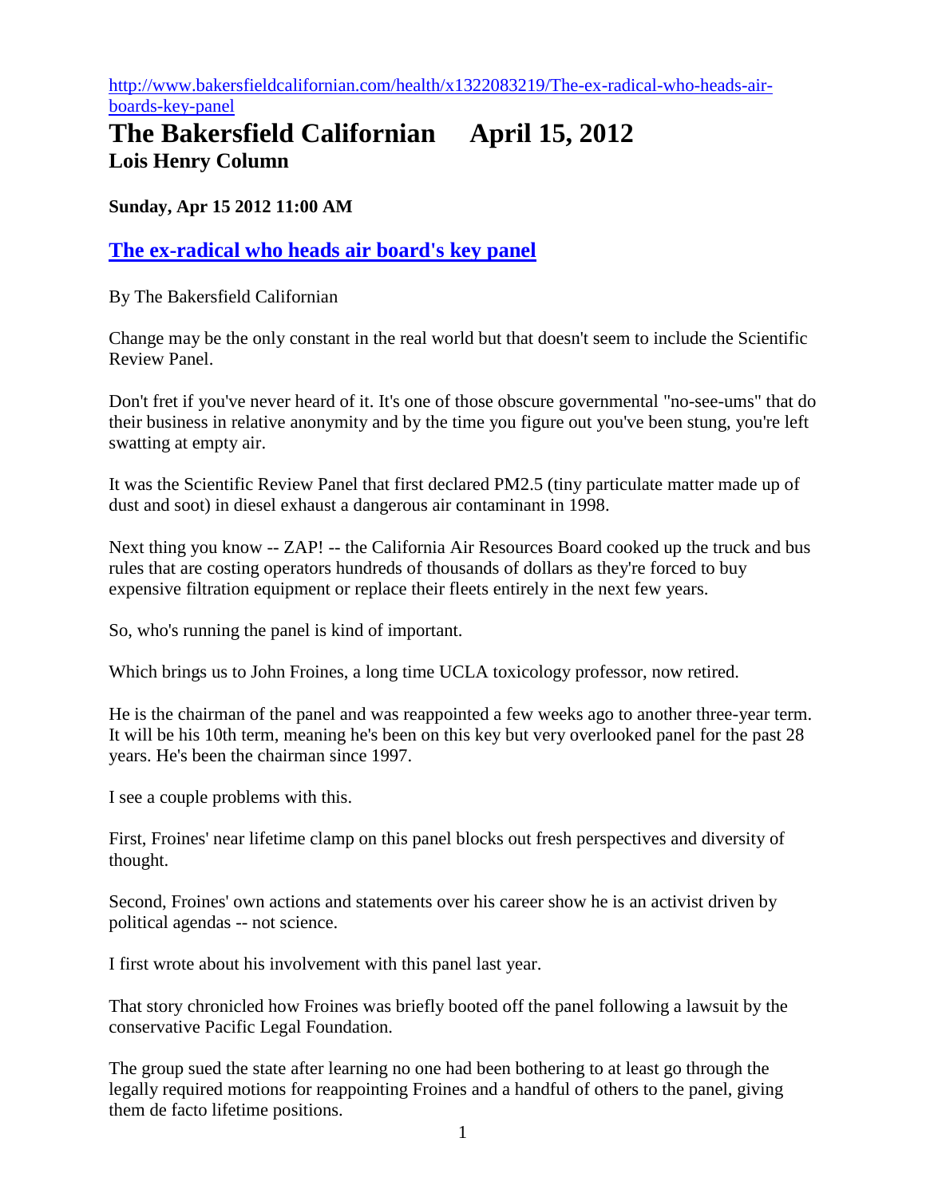http://www.bakersfieldcalifornian.com/health/x1322083219/The-ex-radical-who-heads-air-boards-key-panel

# The Bakersfield Californian April 15, 2012

## Lois Henry Column

**Sunday, Apr 15 2012 11:00 AM**

### The ex-radical who heads air board's key panel

By The Bakersfield Californian

Change may be the only constant in the real world but that doesn't seem to include the Scientific Review Panel.

Don't fret if you've never heard of it. It's one of those obscure governmental "no-see-ums" that do their business in relative anonymity and by the time you figure out you've been stung, you're left swatting at empty air.

It was the Scientific Review Panel that first declared PM2.5 (tiny particulate matter made up of dust and soot) in diesel exhaust a dangerous air contaminant in 1998.

Next thing you know -- ZAP! -- the California Air Resources Board cooked up the truck and bus rules that are costing operators hundreds of thousands of dollars as they're forced to buy expensive filtration equipment or replace their fleets entirely in the next few years.

So, who's running the panel is kind of important.

Which brings us to John Froines, a long time UCLA toxicology professor, now retired.

He is the chairman of the panel and was reappointed a few weeks ago to another three-year term. It will be his 10th term, meaning he's been on this key but very overlooked panel for the past 28 years. He's been the chairman since 1997.

I see a couple problems with this.

First, Froines' near lifetime clamp on this panel blocks out fresh perspectives and diversity of thought.

Second, Froines' own actions and statements over his career show he is an activist driven by political agendas -- not science.

I first wrote about his involvement with this panel last year.

That story chronicled how Froines was briefly booted off the panel following a lawsuit by the conservative Pacific Legal Foundation.

The group sued the state after learning no one had been bothering to at least go through the legally required motions for reappointing Froines and a handful of others to the panel, giving them de facto lifetime positions.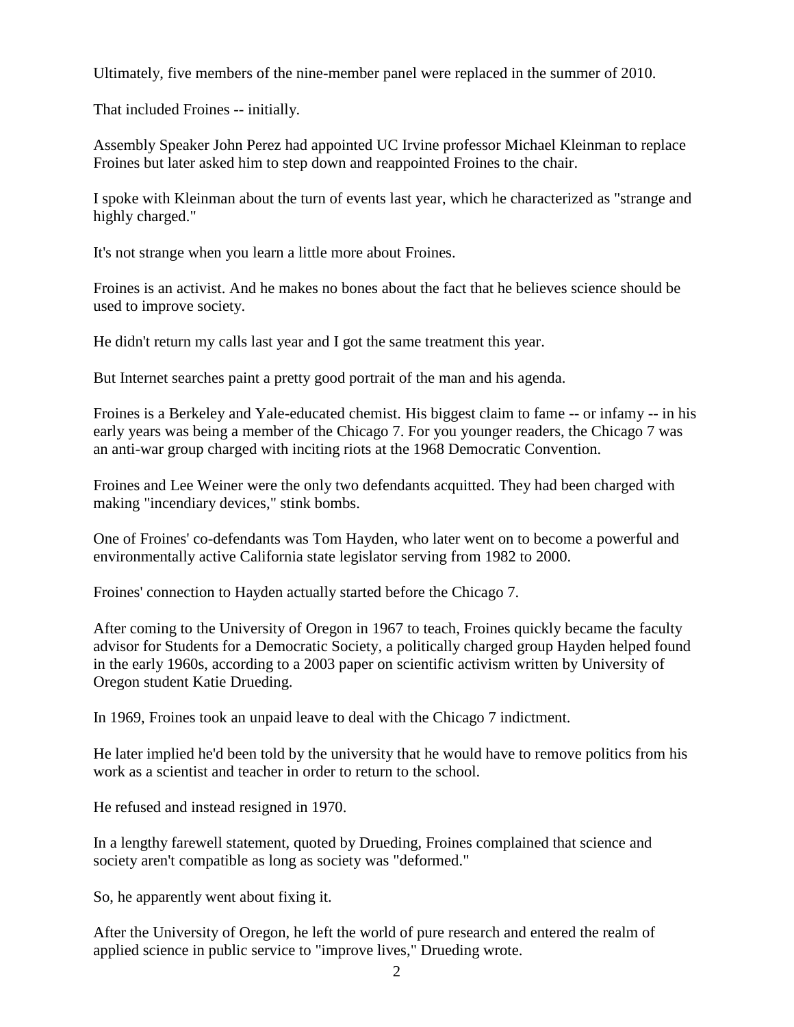Ultimately, five members of the nine-member panel were replaced in the summer of 2010.

That included Froines -- initially.

Assembly Speaker John Perez had appointed UC Irvine professor Michael Kleinman to replace Froines but later asked him to step down and reappointed Froines to the chair.

I spoke with Kleinman about the turn of events last year, which he characterized as "strange and highly charged."

It's not strange when you learn a little more about Froines.

Froines is an activist. And he makes no bones about the fact that he believes science should be used to improve society.

He didn't return my calls last year and I got the same treatment this year.

But Internet searches paint a pretty good portrait of the man and his agenda.

Froines is a Berkeley and Yale-educated chemist. His biggest claim to fame -- or infamy -- in his early years was being a member of the Chicago 7. For you younger readers, the Chicago 7 was an anti-war group charged with inciting riots at the 1968 Democratic Convention.

Froines and Lee Weiner were the only two defendants acquitted. They had been charged with making "incendiary devices," stink bombs.

One of Froines' co-defendants was Tom Hayden, who later went on to become a powerful and environmentally active California state legislator serving from 1982 to 2000.

Froines' connection to Hayden actually started before the Chicago 7.

After coming to the University of Oregon in 1967 to teach, Froines quickly became the faculty advisor for Students for a Democratic Society, a politically charged group Hayden helped found in the early 1960s, according to a 2003 paper on scientific activism written by University of Oregon student Katie Drueding.

In 1969, Froines took an unpaid leave to deal with the Chicago 7 indictment.

He later implied he'd been told by the university that he would have to remove politics from his work as a scientist and teacher in order to return to the school.

He refused and instead resigned in 1970.

In a lengthy farewell statement, quoted by Drueding, Froines complained that science and society aren't compatible as long as society was "deformed."

So, he apparently went about fixing it.

After the University of Oregon, he left the world of pure research and entered the realm of applied science in public service to "improve lives," Drueding wrote.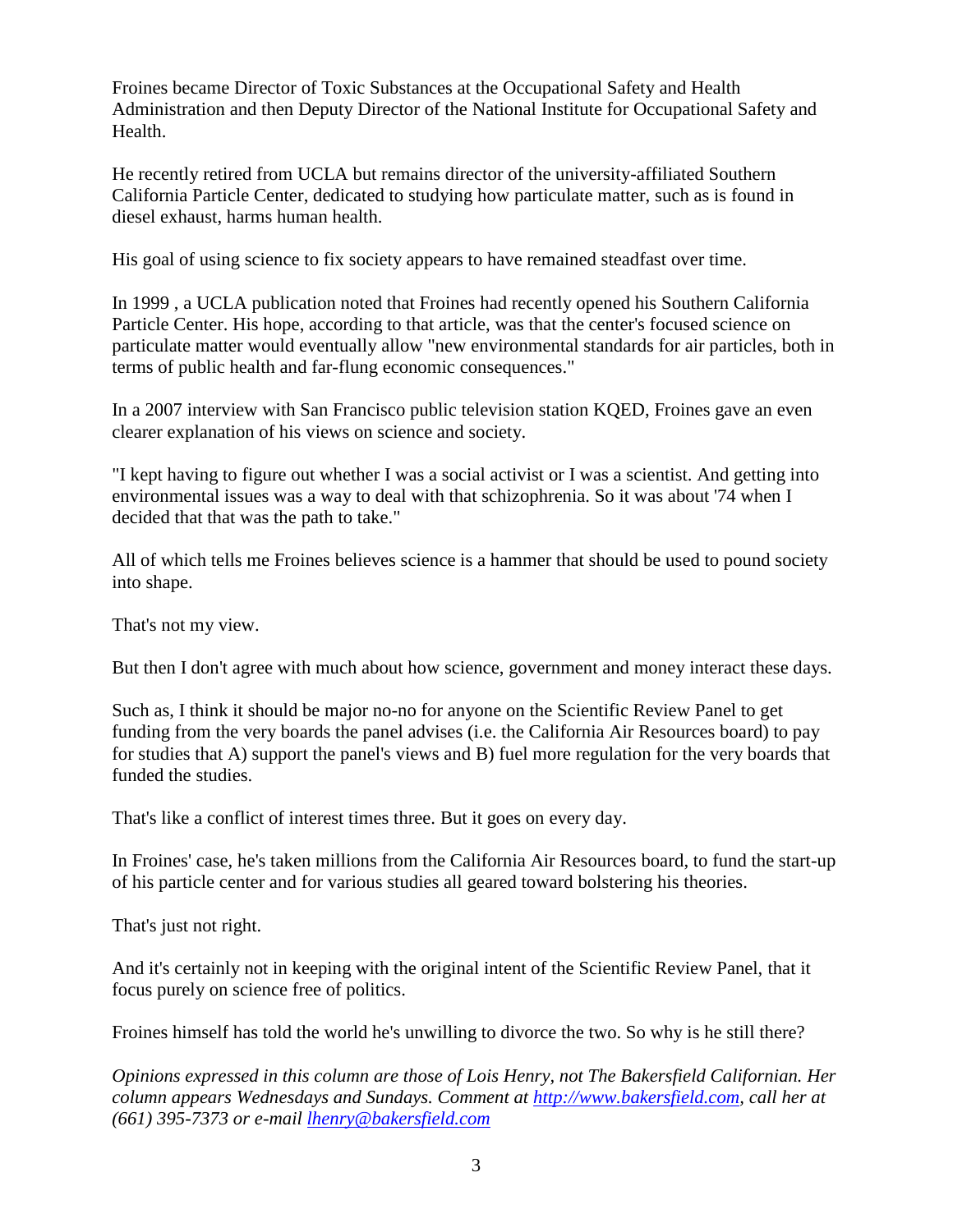Froines became Director of Toxic Substances at the Occupational Safety and Health Administration and then Deputy Director of the National Institute for Occupational Safety and Health.

He recently retired from UCLA but remains director of the university-affiliated Southern California Particle Center, dedicated to studying how particulate matter, such as is found in diesel exhaust, harms human health.

His goal of using science to fix society appears to have remained steadfast over time.

In 1999 , a UCLA publication noted that Froines had recently opened his Southern California Particle Center. His hope, according to that article, was that the center's focused science on particulate matter would eventually allow "new environmental standards for air particles, both in terms of public health and far-flung economic consequences."

In a 2007 interview with San Francisco public television station KQED, Froines gave an even clearer explanation of his views on science and society.

"I kept having to figure out whether I was a social activist or I was a scientist. And getting into environmental issues was a way to deal with that schizophrenia. So it was about '74 when I decided that that was the path to take."

All of which tells me Froines believes science is a hammer that should be used to pound society into shape.

That's not my view.

But then I don't agree with much about how science, government and money interact these days.

Such as, I think it should be major no-no for anyone on the Scientific Review Panel to get funding from the very boards the panel advises (i.e. the California Air Resources board) to pay for studies that A) support the panel's views and B) fuel more regulation for the very boards that funded the studies.

That's like a conflict of interest times three. But it goes on every day.

In Froines' case, he's taken millions from the California Air Resources board, to fund the start-up of his particle center and for various studies all geared toward bolstering his theories.

That's just not right.

And it's certainly not in keeping with the original intent of the Scientific Review Panel, that it focus purely on science free of politics.

Froines himself has told the world he's unwilling to divorce the two. So why is he still there?

*Opinions expressed in this column are those of Lois Henry, not The Bakersfield Californian. Her column appears Wednesdays and Sundays. Comment at [http://www.bakersfield.com](http://www.bakersfield.com), call her at (661) 395-7373 or e-mail [lhenry@bakersfield.com](mailto:lhenry@bakersfield.com)*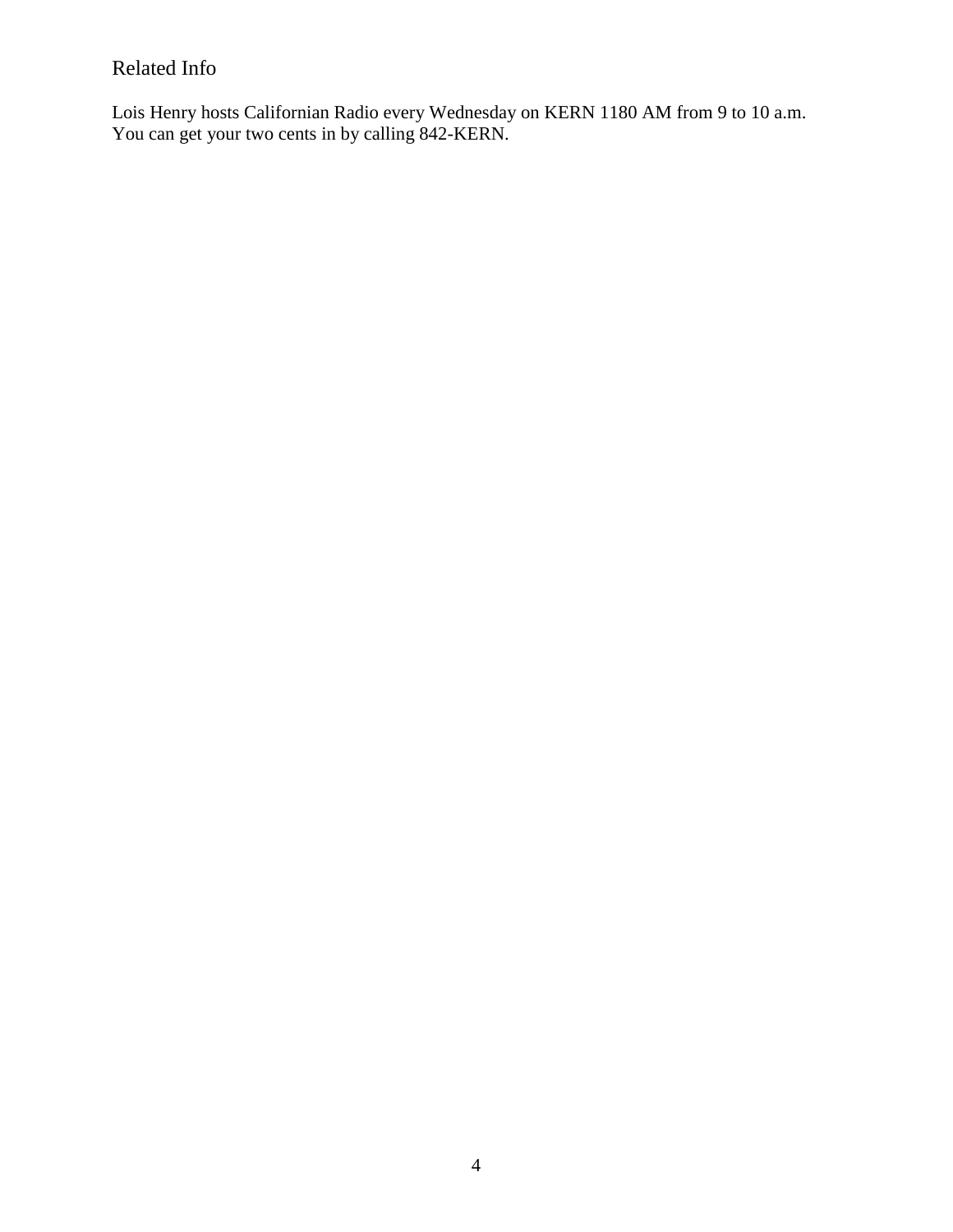## Related Info

Lois Henry hosts Californian Radio every Wednesday on KERN 1180 AM from 9 to 10 a.m. You can get your two cents in by calling 842-KERN.